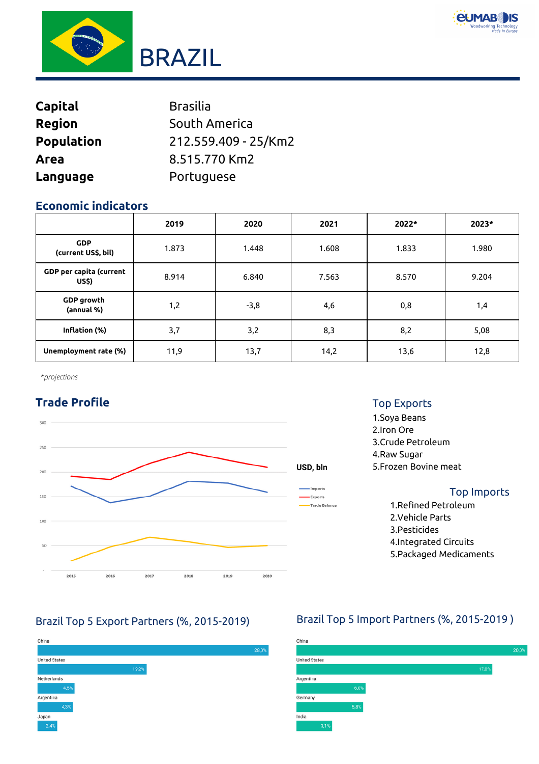# BRAZIL

| | |
|---|---|
| **Capital** | Brasilia |
| **Region** | South America |
| **Population** | 212.559.409 - 25/Km2 |
| **Area** | 8.515.770 Km2 |
| **Language** | Portuguese |

## Economic indicators

| | 2019 | 2020 | 2021 | 2022* | 2023* |
|---|---|---|---|---|---|
| **GDP (current US$, bil)** | 1.873 | 1.448 | 1.608 | 1.833 | 1.980 |
| **GDP per capita (current US$)** | 8.914 | 6.840 | 7.563 | 8.570 | 9.204 |
| **GDP growth (annual %)** | 1,2 | -3,8 | 4,6 | 0,8 | 1,4 |
| **Inflation (%)** | 3,7 | 3,2 | 8,3 | 8,2 | 5,08 |
| **Unemployment rate (%)** | 11,9 | 13,7 | 14,2 | 13,6 | 12,8 |

*\*projections*

## Trade Profile

USD, bln

Imports / Exports / Trade Balance (2015–2020)

### Top Exports

1. Soya Beans
2. Iron Ore
3. Crude Petroleum
4. Raw Sugar
5. Frozen Bovine meat

### Top Imports

1. Refined Petroleum
2. Vehicle Parts
3. Pesticides
4. Integrated Circuits
5. Packaged Medicaments

### Brazil Top 5 Export Partners (%, 2015-2019)

| Partner | % |
|---|---|
| China | 28,0% |
| United States | 13,2% |
| Netherlands | 4,5% |
| Argentina | 4,3% |
| Japan | 2,4% |

### Brazil Top 5 Import Partners (%, 2015-2019 )

| Partner | % |
|---|---|
| China | 20,0% |
| United States | 17,0% |
| Argentina | 6,0% |
| Germany | 5,8% |
| India | 3,1% |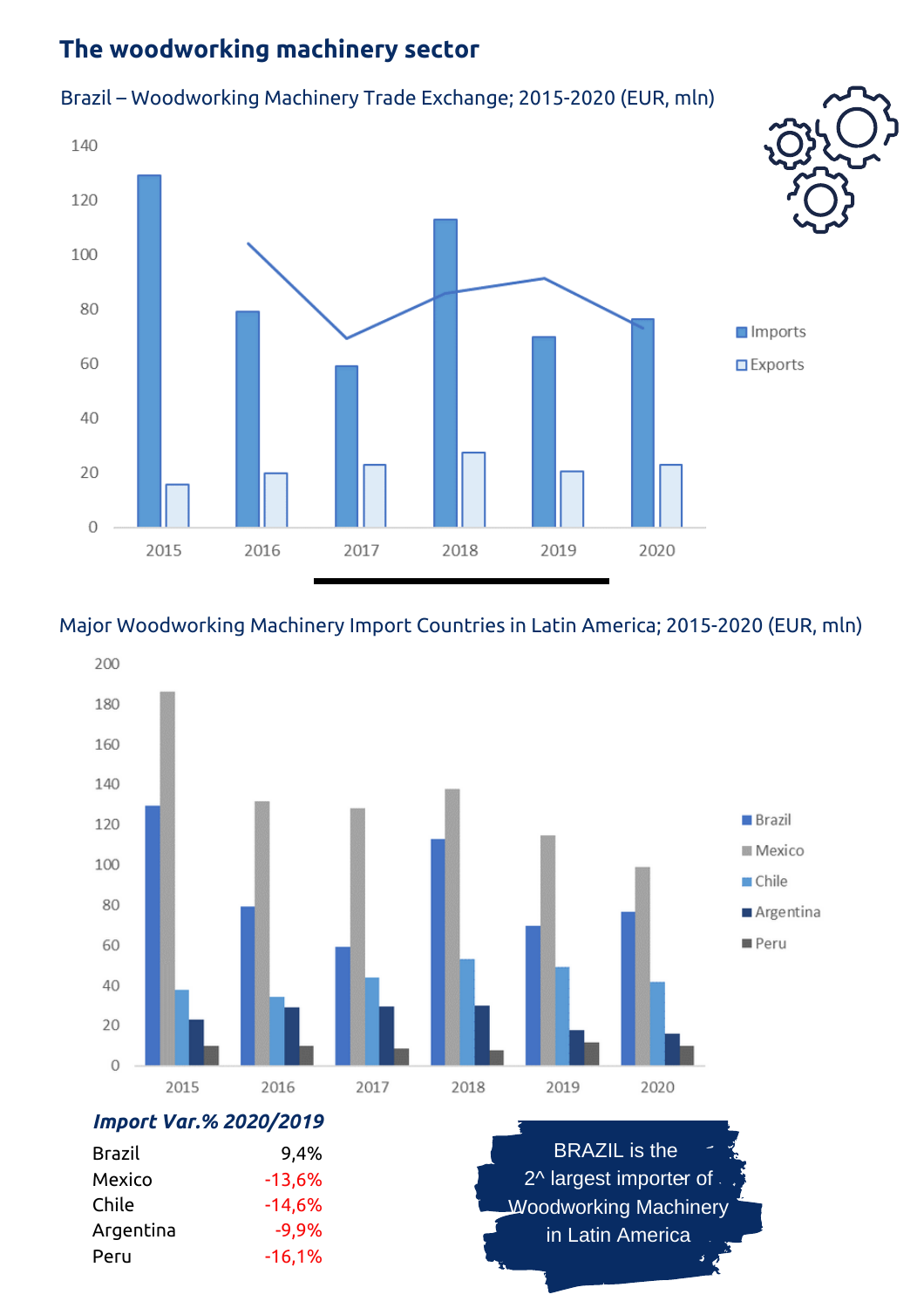## The woodworking machinery sector

Brazil – Woodworking Machinery Trade Exchange; 2015-2020 (EUR, mln)

Major Woodworking Machinery Import Countries in Latin America; 2015-2020 (EUR, mln)

***Import Var.% 2020/2019***

| | |
|---|---|
| Brazil | 9,4% |
| Mexico | -13,6% |
| Chile | -14,6% |
| Argentina | -9,9% |
| Peru | -16,1% |

BRAZIL is the 2^ largest importer of Woodworking Machinery in Latin America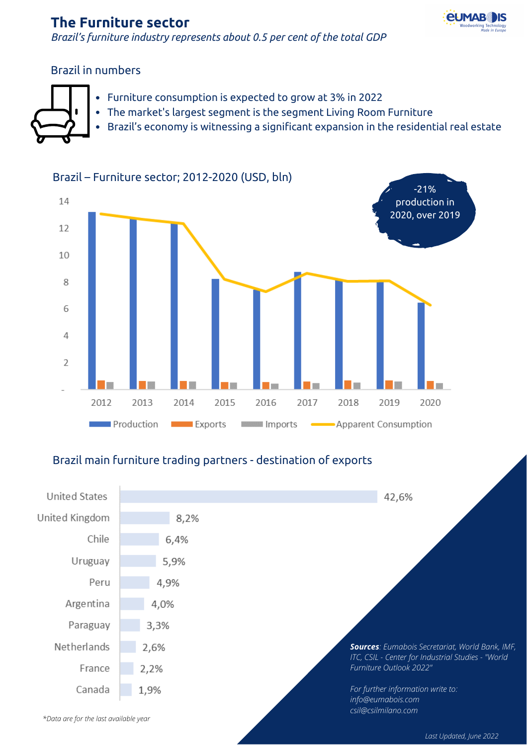# The Furniture sector

*Brazil's furniture industry represents about 0.5 per cent of the total GDP*

## Brazil in numbers

- Furniture consumption is expected to grow at 3% in 2022
- The market's largest segment is the segment Living Room Furniture
- Brazil's economy is witnessing a significant expansion in the residential real estate

## Brazil – Furniture sector; 2012-2020 (USD, bln)

-21% production in 2020, over 2019

14
12
10
8
6
4
2
-

2012 2013 2014 2015 2016 2017 2018 2019 2020

Production | Exports | Imports | Apparent Consumption

## Brazil main furniture trading partners - destination of exports

United States 42,6%
United Kingdom 8,2%
Chile 6,4%
Uruguay 5,9%
Peru 4,9%
Argentina 4,0%
Paraguay 3,3%
Netherlands 2,6%
France 2,2%
Canada 1,9%

*\*Data are for the last available year*

***Sources**: Eumabois Secretariat, World Bank, IMF, ITC, CSIL - Center for Industrial Studies - "World Furniture Outlook 2022"*

*For further information write to:*
*info@eumabois.com*
*csil@csilmilano.com*

*Last Updated, June 2022*